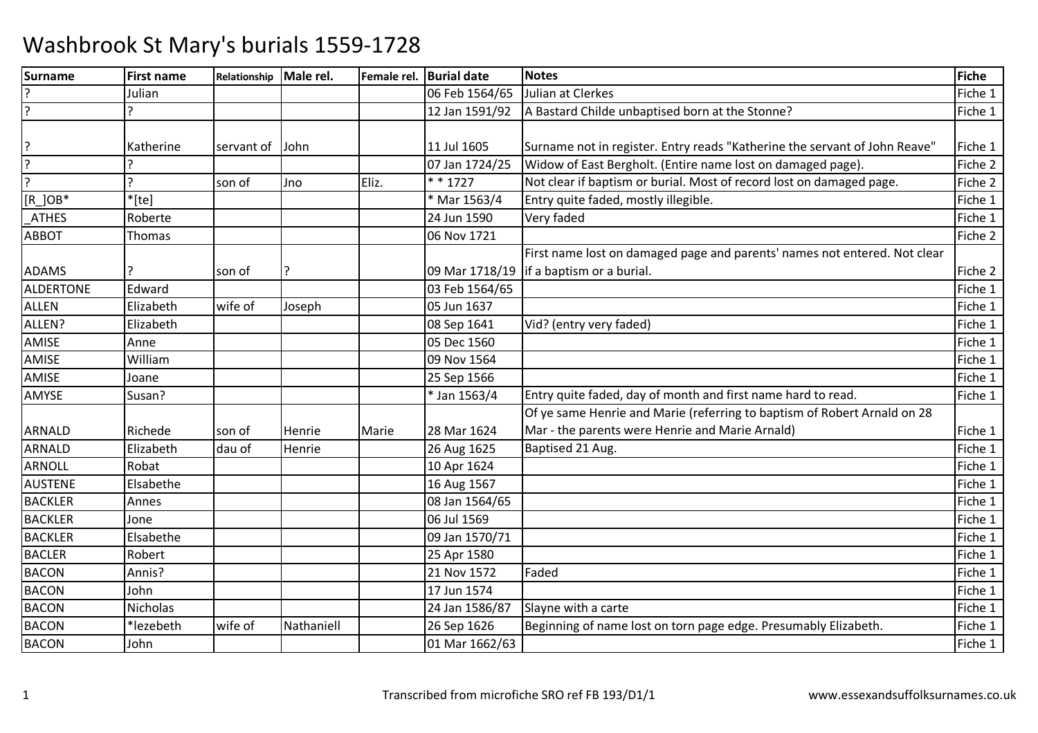# Washbrook St Mary's burials 1559-1728

| Surname | First name | Relationship | Male rel. | Female rel. | Burial date | Notes | Fiche |
|---|---|---|---|---|---|---|---|
| ? | Julian | | | | 06 Feb 1564/65 | Julian at Clerkes | Fiche 1 |
| ? | ? | | | | 12 Jan 1591/92 | A Bastard Childe unbaptised born at the Stonne? | Fiche 1 |
| ? | Katherine | servant of | John | | 11 Jul 1605 | Surname not in register. Entry reads "Katherine the servant of John Reave" | Fiche 1 |
| ? | ? | | | | 07 Jan 1724/25 | Widow of East Bergholt. (Entire name lost on damaged page). | Fiche 2 |
| ? | ? | son of | Jno | Eliz. | * * 1727 | Not clear if baptism or burial. Most of record lost on damaged page. | Fiche 2 |
| [R_]OB* | *[te] | | | | * Mar 1563/4 | Entry quite faded, mostly illegible. | Fiche 1 |
| _ATHES | Roberte | | | | 24 Jun 1590 | Very faded | Fiche 1 |
| ABBOT | Thomas | | | | 06 Nov 1721 | | Fiche 2 |
| ADAMS | ? | son of | ? | | 09 Mar 1718/19 | First name lost on damaged page and parents' names not entered. Not clear if a baptism or a burial. | Fiche 2 |
| ALDERTONE | Edward | | | | 03 Feb 1564/65 | | Fiche 1 |
| ALLEN | Elizabeth | wife of | Joseph | | 05 Jun 1637 | | Fiche 1 |
| ALLEN? | Elizabeth | | | | 08 Sep 1641 | Vid? (entry very faded) | Fiche 1 |
| AMISE | Anne | | | | 05 Dec 1560 | | Fiche 1 |
| AMISE | William | | | | 09 Nov 1564 | | Fiche 1 |
| AMISE | Joane | | | | 25 Sep 1566 | | Fiche 1 |
| AMYSE | Susan? | | | | * Jan 1563/4 | Entry quite faded, day of month and first name hard to read. | Fiche 1 |
| ARNALD | Richede | son of | Henrie | Marie | 28 Mar 1624 | Of ye same Henrie and Marie (referring to baptism of Robert Arnald on 28 Mar - the parents were Henrie and Marie Arnald) | Fiche 1 |
| ARNALD | Elizabeth | dau of | Henrie | | 26 Aug 1625 | Baptised 21 Aug. | Fiche 1 |
| ARNOLL | Robat | | | | 10 Apr 1624 | | Fiche 1 |
| AUSTENE | Elsabethe | | | | 16 Aug 1567 | | Fiche 1 |
| BACKLER | Annes | | | | 08 Jan 1564/65 | | Fiche 1 |
| BACKLER | Jone | | | | 06 Jul 1569 | | Fiche 1 |
| BACKLER | Elsabethe | | | | 09 Jan 1570/71 | | Fiche 1 |
| BACLER | Robert | | | | 25 Apr 1580 | | Fiche 1 |
| BACON | Annis? | | | | 21 Nov 1572 | Faded | Fiche 1 |
| BACON | John | | | | 17 Jun 1574 | | Fiche 1 |
| BACON | Nicholas | | | | 24 Jan 1586/87 | Slayne with a carte | Fiche 1 |
| BACON | *lezebeth | wife of | Nathaniell | | 26 Sep 1626 | Beginning of name lost on torn page edge. Presumably Elizabeth. | Fiche 1 |
| BACON | John | | | | 01 Mar 1662/63 | | Fiche 1 |

Transcribed from microfiche SRO ref FB 193/D1/1 www.essexandsuffolksurnames.co.uk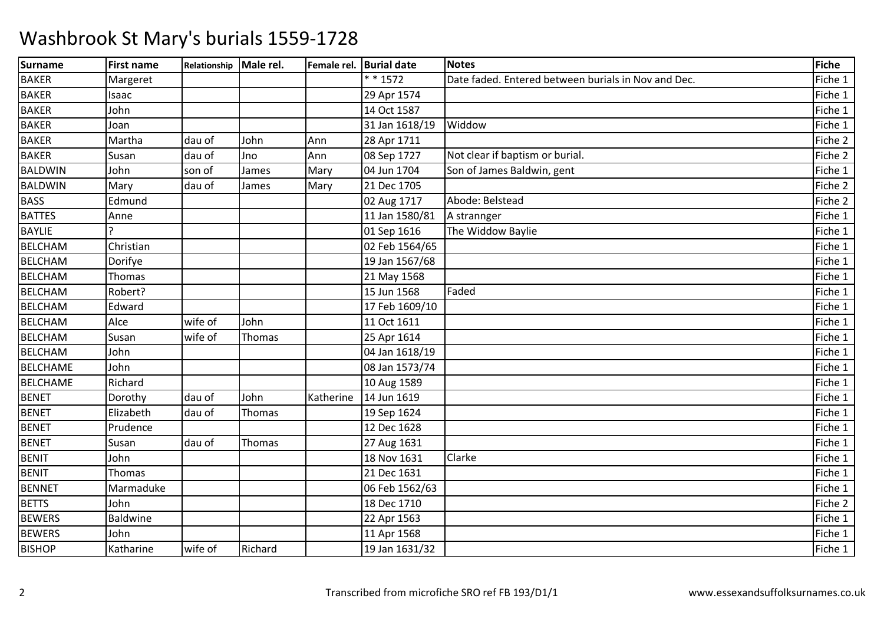# Washbrook St Mary's burials 1559-1728

| Surname | First name | Relationship | Male rel. | Female rel. | Burial date | Notes | Fiche |
|---|---|---|---|---|---|---|---|
| BAKER | Margeret | | | | * * 1572 | Date faded. Entered between burials in Nov and Dec. | Fiche 1 |
| BAKER | Isaac | | | | 29 Apr 1574 | | Fiche 1 |
| BAKER | John | | | | 14 Oct 1587 | | Fiche 1 |
| BAKER | Joan | | | | 31 Jan 1618/19 | Widdow | Fiche 1 |
| BAKER | Martha | dau of | John | Ann | 28 Apr 1711 | | Fiche 2 |
| BAKER | Susan | dau of | Jno | Ann | 08 Sep 1727 | Not clear if baptism or burial. | Fiche 2 |
| BALDWIN | John | son of | James | Mary | 04 Jun 1704 | Son of James Baldwin, gent | Fiche 1 |
| BALDWIN | Mary | dau of | James | Mary | 21 Dec 1705 | | Fiche 2 |
| BASS | Edmund | | | | 02 Aug 1717 | Abode: Belstead | Fiche 2 |
| BATTES | Anne | | | | 11 Jan 1580/81 | A strannger | Fiche 1 |
| BAYLIE | ? | | | | 01 Sep 1616 | The Widdow Baylie | Fiche 1 |
| BELCHAM | Christian | | | | 02 Feb 1564/65 | | Fiche 1 |
| BELCHAM | Dorifye | | | | 19 Jan 1567/68 | | Fiche 1 |
| BELCHAM | Thomas | | | | 21 May 1568 | | Fiche 1 |
| BELCHAM | Robert? | | | | 15 Jun 1568 | Faded | Fiche 1 |
| BELCHAM | Edward | | | | 17 Feb 1609/10 | | Fiche 1 |
| BELCHAM | Alce | wife of | John | | 11 Oct 1611 | | Fiche 1 |
| BELCHAM | Susan | wife of | Thomas | | 25 Apr 1614 | | Fiche 1 |
| BELCHAM | John | | | | 04 Jan 1618/19 | | Fiche 1 |
| BELCHAME | John | | | | 08 Jan 1573/74 | | Fiche 1 |
| BELCHAME | Richard | | | | 10 Aug 1589 | | Fiche 1 |
| BENET | Dorothy | dau of | John | Katherine | 14 Jun 1619 | | Fiche 1 |
| BENET | Elizabeth | dau of | Thomas | | 19 Sep 1624 | | Fiche 1 |
| BENET | Prudence | | | | 12 Dec 1628 | | Fiche 1 |
| BENET | Susan | dau of | Thomas | | 27 Aug 1631 | | Fiche 1 |
| BENIT | John | | | | 18 Nov 1631 | Clarke | Fiche 1 |
| BENIT | Thomas | | | | 21 Dec 1631 | | Fiche 1 |
| BENNET | Marmaduke | | | | 06 Feb 1562/63 | | Fiche 1 |
| BETTS | John | | | | 18 Dec 1710 | | Fiche 2 |
| BEWERS | Baldwine | | | | 22 Apr 1563 | | Fiche 1 |
| BEWERS | John | | | | 11 Apr 1568 | | Fiche 1 |
| BISHOP | Katharine | wife of | Richard | | 19 Jan 1631/32 | | Fiche 1 |

Transcribed from microfiche SRO ref FB 193/D1/1

www.essexandsuffolksurnames.co.uk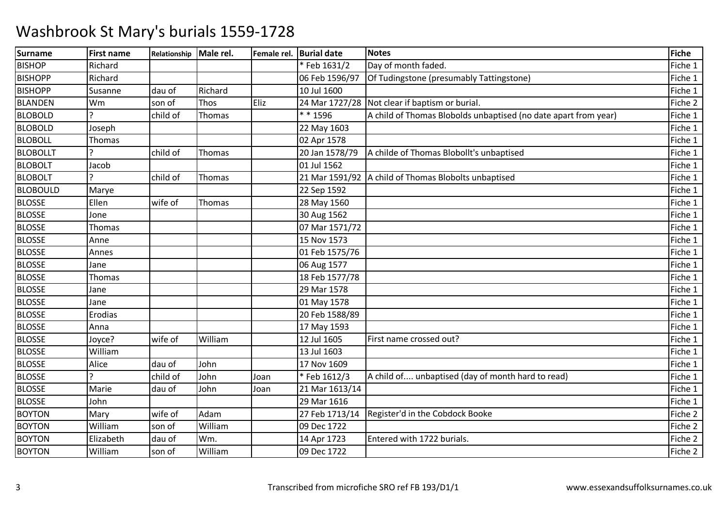# Washbrook St Mary's burials 1559-1728

| Surname | First name | Relationship | Male rel. | Female rel. | Burial date | Notes | Fiche |
|---|---|---|---|---|---|---|---|
| BISHOP | Richard | | | | * Feb 1631/2 | Day of month faded. | Fiche 1 |
| BISHOPP | Richard | | | | 06 Feb 1596/97 | Of Tudingstone (presumably Tattingstone) | Fiche 1 |
| BISHOPP | Susanne | dau of | Richard | | 10 Jul 1600 | | Fiche 1 |
| BLANDEN | Wm | son of | Thos | Eliz | 24 Mar 1727/28 | Not clear if baptism or burial. | Fiche 2 |
| BLOBOLD | ? | child of | Thomas | | * * 1596 | A child of Thomas Blobolds unbaptised (no date apart from year) | Fiche 1 |
| BLOBOLD | Joseph | | | | 22 May 1603 | | Fiche 1 |
| BLOBOLL | Thomas | | | | 02 Apr 1578 | | Fiche 1 |
| BLOBOLLT | ? | child of | Thomas | | 20 Jan 1578/79 | A childe of Thomas Blobollt's unbaptised | Fiche 1 |
| BLOBOLT | Jacob | | | | 01 Jul 1562 | | Fiche 1 |
| BLOBOLT | ? | child of | Thomas | | 21 Mar 1591/92 | A child of Thomas Blobolts unbaptised | Fiche 1 |
| BLOBOULD | Marye | | | | 22 Sep 1592 | | Fiche 1 |
| BLOSSE | Ellen | wife of | Thomas | | 28 May 1560 | | Fiche 1 |
| BLOSSE | Jone | | | | 30 Aug 1562 | | Fiche 1 |
| BLOSSE | Thomas | | | | 07 Mar 1571/72 | | Fiche 1 |
| BLOSSE | Anne | | | | 15 Nov 1573 | | Fiche 1 |
| BLOSSE | Annes | | | | 01 Feb 1575/76 | | Fiche 1 |
| BLOSSE | Jane | | | | 06 Aug 1577 | | Fiche 1 |
| BLOSSE | Thomas | | | | 18 Feb 1577/78 | | Fiche 1 |
| BLOSSE | Jane | | | | 29 Mar 1578 | | Fiche 1 |
| BLOSSE | Jane | | | | 01 May 1578 | | Fiche 1 |
| BLOSSE | Erodias | | | | 20 Feb 1588/89 | | Fiche 1 |
| BLOSSE | Anna | | | | 17 May 1593 | | Fiche 1 |
| BLOSSE | Joyce? | wife of | William | | 12 Jul 1605 | First name crossed out? | Fiche 1 |
| BLOSSE | William | | | | 13 Jul 1603 | | Fiche 1 |
| BLOSSE | Alice | dau of | John | | 17 Nov 1609 | | Fiche 1 |
| BLOSSE | ? | child of | John | Joan | * Feb 1612/3 | A child of.... unbaptised (day of month hard to read) | Fiche 1 |
| BLOSSE | Marie | dau of | John | Joan | 21 Mar 1613/14 | | Fiche 1 |
| BLOSSE | John | | | | 29 Mar 1616 | | Fiche 1 |
| BOYTON | Mary | wife of | Adam | | 27 Feb 1713/14 | Register'd in the Cobdock Booke | Fiche 2 |
| BOYTON | William | son of | William | | 09 Dec 1722 | | Fiche 2 |
| BOYTON | Elizabeth | dau of | Wm. | | 14 Apr 1723 | Entered with 1722 burials. | Fiche 2 |
| BOYTON | William | son of | William | | 09 Dec 1722 | | Fiche 2 |

Transcribed from microfiche SRO ref FB 193/D1/1

www.essexandsuffolksurnames.co.uk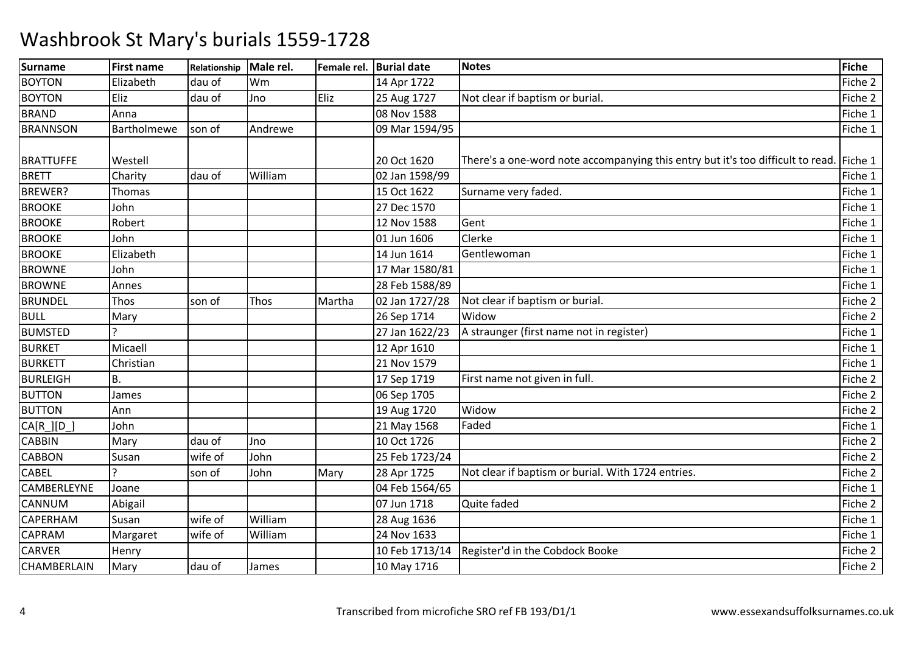# Washbrook St Mary's burials 1559-1728

| Surname | First name | Relationship | Male rel. | Female rel. | Burial date | Notes | Fiche |
|---|---|---|---|---|---|---|---|
| BOYTON | Elizabeth | dau of | Wm | | 14 Apr 1722 | | Fiche 2 |
| BOYTON | Eliz | dau of | Jno | Eliz | 25 Aug 1727 | Not clear if baptism or burial. | Fiche 2 |
| BRAND | Anna | | | | 08 Nov 1588 | | Fiche 1 |
| BRANNSON | Bartholmewe | son of | Andrewe | | 09 Mar 1594/95 | | Fiche 1 |
| BRATTUFFE | Westell | | | | 20 Oct 1620 | There's a one-word note accompanying this entry but it's too difficult to read. | Fiche 1 |
| BRETT | Charity | dau of | William | | 02 Jan 1598/99 | | Fiche 1 |
| BREWER? | Thomas | | | | 15 Oct 1622 | Surname very faded. | Fiche 1 |
| BROOKE | John | | | | 27 Dec 1570 | | Fiche 1 |
| BROOKE | Robert | | | | 12 Nov 1588 | Gent | Fiche 1 |
| BROOKE | John | | | | 01 Jun 1606 | Clerke | Fiche 1 |
| BROOKE | Elizabeth | | | | 14 Jun 1614 | Gentlewoman | Fiche 1 |
| BROWNE | John | | | | 17 Mar 1580/81 | | Fiche 1 |
| BROWNE | Annes | | | | 28 Feb 1588/89 | | Fiche 1 |
| BRUNDEL | Thos | son of | Thos | Martha | 02 Jan 1727/28 | Not clear if baptism or burial. | Fiche 2 |
| BULL | Mary | | | | 26 Sep 1714 | Widow | Fiche 2 |
| BUMSTED | ? | | | | 27 Jan 1622/23 | A straunger (first name not in register) | Fiche 1 |
| BURKET | Micaell | | | | 12 Apr 1610 | | Fiche 1 |
| BURKETT | Christian | | | | 21 Nov 1579 | | Fiche 1 |
| BURLEIGH | B. | | | | 17 Sep 1719 | First name not given in full. | Fiche 2 |
| BUTTON | James | | | | 06 Sep 1705 | | Fiche 2 |
| BUTTON | Ann | | | | 19 Aug 1720 | Widow | Fiche 2 |
| CA[R_][D_] | John | | | | 21 May 1568 | Faded | Fiche 1 |
| CABBIN | Mary | dau of | Jno | | 10 Oct 1726 | | Fiche 2 |
| CABBON | Susan | wife of | John | | 25 Feb 1723/24 | | Fiche 2 |
| CABEL | ? | son of | John | Mary | 28 Apr 1725 | Not clear if baptism or burial. With 1724 entries. | Fiche 2 |
| CAMBERLEYNE | Joane | | | | 04 Feb 1564/65 | | Fiche 1 |
| CANNUM | Abigail | | | | 07 Jun 1718 | Quite faded | Fiche 2 |
| CAPERHAM | Susan | wife of | William | | 28 Aug 1636 | | Fiche 1 |
| CAPRAM | Margaret | wife of | William | | 24 Nov 1633 | | Fiche 1 |
| CARVER | Henry | | | | 10 Feb 1713/14 | Register'd in the Cobdock Booke | Fiche 2 |
| CHAMBERLAIN | Mary | dau of | James | | 10 May 1716 | | Fiche 2 |

Transcribed from microfiche SRO ref FB 193/D1/1 www.essexandsuffolksurnames.co.uk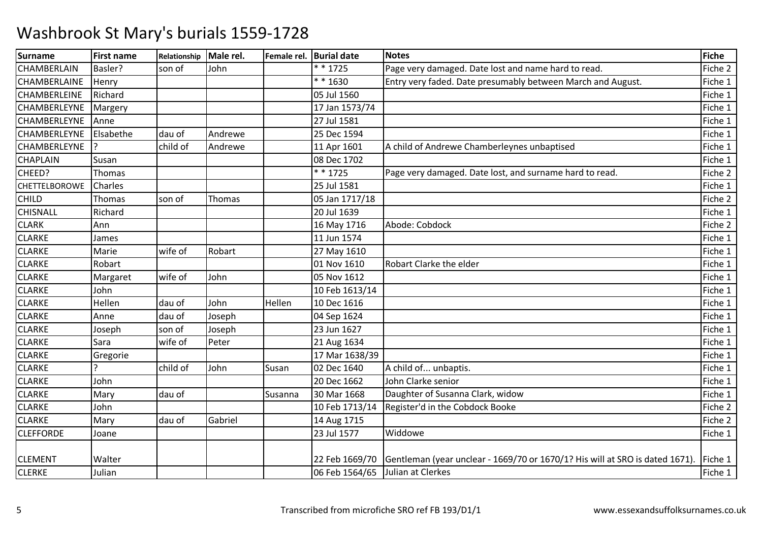# Washbrook St Mary's burials 1559-1728

| Surname | First name | Relationship | Male rel. | Female rel. | Burial date | Notes | Fiche |
|---|---|---|---|---|---|---|---|
| CHAMBERLAIN | Basler? | son of | John | | * * 1725 | Page very damaged. Date lost and name hard to read. | Fiche 2 |
| CHAMBERLAINE | Henry | | | | * * 1630 | Entry very faded. Date presumably between March and August. | Fiche 1 |
| CHAMBERLEINE | Richard | | | | 05 Jul 1560 | | Fiche 1 |
| CHAMBERLEYNE | Margery | | | | 17 Jan 1573/74 | | Fiche 1 |
| CHAMBERLEYNE | Anne | | | | 27 Jul 1581 | | Fiche 1 |
| CHAMBERLEYNE | Elsabethe | dau of | Andrewe | | 25 Dec 1594 | | Fiche 1 |
| CHAMBERLEYNE | ? | child of | Andrewe | | 11 Apr 1601 | A child of Andrewe Chamberleynes unbaptised | Fiche 1 |
| CHAPLAIN | Susan | | | | 08 Dec 1702 | | Fiche 1 |
| CHEED? | Thomas | | | | * * 1725 | Page very damaged. Date lost, and surname hard to read. | Fiche 2 |
| CHETTELBOROWE | Charles | | | | 25 Jul 1581 | | Fiche 1 |
| CHILD | Thomas | son of | Thomas | | 05 Jan 1717/18 | | Fiche 2 |
| CHISNALL | Richard | | | | 20 Jul 1639 | | Fiche 1 |
| CLARK | Ann | | | | 16 May 1716 | Abode: Cobdock | Fiche 2 |
| CLARKE | James | | | | 11 Jun 1574 | | Fiche 1 |
| CLARKE | Marie | wife of | Robart | | 27 May 1610 | | Fiche 1 |
| CLARKE | Robart | | | | 01 Nov 1610 | Robart Clarke the elder | Fiche 1 |
| CLARKE | Margaret | wife of | John | | 05 Nov 1612 | | Fiche 1 |
| CLARKE | John | | | | 10 Feb 1613/14 | | Fiche 1 |
| CLARKE | Hellen | dau of | John | Hellen | 10 Dec 1616 | | Fiche 1 |
| CLARKE | Anne | dau of | Joseph | | 04 Sep 1624 | | Fiche 1 |
| CLARKE | Joseph | son of | Joseph | | 23 Jun 1627 | | Fiche 1 |
| CLARKE | Sara | wife of | Peter | | 21 Aug 1634 | | Fiche 1 |
| CLARKE | Gregorie | | | | 17 Mar 1638/39 | | Fiche 1 |
| CLARKE | ? | child of | John | Susan | 02 Dec 1640 | A child of... unbaptis. | Fiche 1 |
| CLARKE | John | | | | 20 Dec 1662 | John Clarke senior | Fiche 1 |
| CLARKE | Mary | dau of | | Susanna | 30 Mar 1668 | Daughter of Susanna Clark, widow | Fiche 1 |
| CLARKE | John | | | | 10 Feb 1713/14 | Register'd in the Cobdock Booke | Fiche 2 |
| CLARKE | Mary | dau of | Gabriel | | 14 Aug 1715 | | Fiche 2 |
| CLEFFORDE | Joane | | | | 23 Jul 1577 | Widdowe | Fiche 1 |
| CLEMENT | Walter | | | | 22 Feb 1669/70 | Gentleman (year unclear - 1669/70 or 1670/1? His will at SRO is dated 1671). | Fiche 1 |
| CLERKE | Julian | | | | 06 Feb 1564/65 | Julian at Clerkes | Fiche 1 |

Transcribed from microfiche SRO ref FB 193/D1/1

www.essexandsuffolksurnames.co.uk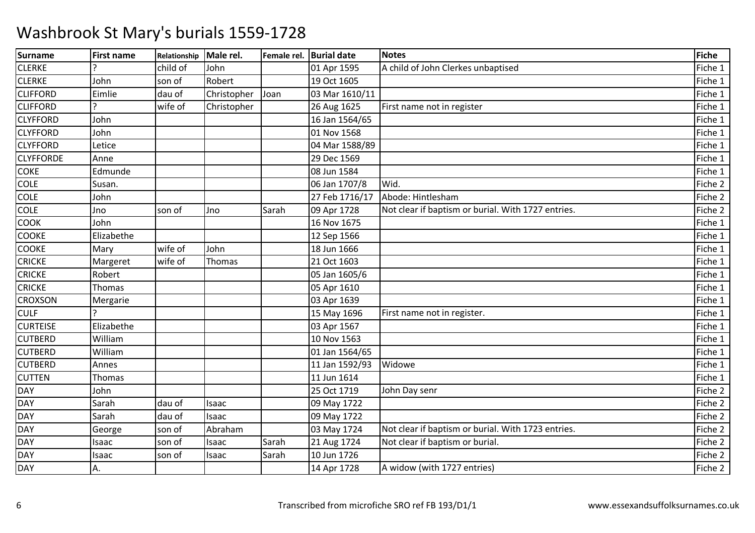# Washbrook St Mary's burials 1559-1728

| Surname | First name | Relationship | Male rel. | Female rel. | Burial date | Notes | Fiche |
|---|---|---|---|---|---|---|---|
| CLERKE | ? | child of | John | | 01 Apr 1595 | A child of John Clerkes unbaptised | Fiche 1 |
| CLERKE | John | son of | Robert | | 19 Oct 1605 | | Fiche 1 |
| CLIFFORD | Eimlie | dau of | Christopher | Joan | 03 Mar 1610/11 | | Fiche 1 |
| CLIFFORD | ? | wife of | Christopher | | 26 Aug 1625 | First name not in register | Fiche 1 |
| CLYFFORD | John | | | | 16 Jan 1564/65 | | Fiche 1 |
| CLYFFORD | John | | | | 01 Nov 1568 | | Fiche 1 |
| CLYFFORD | Letice | | | | 04 Mar 1588/89 | | Fiche 1 |
| CLYFFORDE | Anne | | | | 29 Dec 1569 | | Fiche 1 |
| COKE | Edmunde | | | | 08 Jun 1584 | | Fiche 1 |
| COLE | Susan. | | | | 06 Jan 1707/8 | Wid. | Fiche 2 |
| COLE | John | | | | 27 Feb 1716/17 | Abode: Hintlesham | Fiche 2 |
| COLE | Jno | son of | Jno | Sarah | 09 Apr 1728 | Not clear if baptism or burial. With 1727 entries. | Fiche 2 |
| COOK | John | | | | 16 Nov 1675 | | Fiche 1 |
| COOKE | Elizabethe | | | | 12 Sep 1566 | | Fiche 1 |
| COOKE | Mary | wife of | John | | 18 Jun 1666 | | Fiche 1 |
| CRICKE | Margeret | wife of | Thomas | | 21 Oct 1603 | | Fiche 1 |
| CRICKE | Robert | | | | 05 Jan 1605/6 | | Fiche 1 |
| CRICKE | Thomas | | | | 05 Apr 1610 | | Fiche 1 |
| CROXSON | Mergarie | | | | 03 Apr 1639 | | Fiche 1 |
| CULF | ? | | | | 15 May 1696 | First name not in register. | Fiche 1 |
| CURTEISE | Elizabethe | | | | 03 Apr 1567 | | Fiche 1 |
| CUTBERD | William | | | | 10 Nov 1563 | | Fiche 1 |
| CUTBERD | William | | | | 01 Jan 1564/65 | | Fiche 1 |
| CUTBERD | Annes | | | | 11 Jan 1592/93 | Widowe | Fiche 1 |
| CUTTEN | Thomas | | | | 11 Jun 1614 | | Fiche 1 |
| DAY | John | | | | 25 Oct 1719 | John Day senr | Fiche 2 |
| DAY | Sarah | dau of | Isaac | | 09 May 1722 | | Fiche 2 |
| DAY | Sarah | dau of | Isaac | | 09 May 1722 | | Fiche 2 |
| DAY | George | son of | Abraham | | 03 May 1724 | Not clear if baptism or burial. With 1723 entries. | Fiche 2 |
| DAY | Isaac | son of | Isaac | Sarah | 21 Aug 1724 | Not clear if baptism or burial. | Fiche 2 |
| DAY | Isaac | son of | Isaac | Sarah | 10 Jun 1726 | | Fiche 2 |
| DAY | A. | | | | 14 Apr 1728 | A widow (with 1727 entries) | Fiche 2 |

Transcribed from microfiche SRO ref FB 193/D1/1 www.essexandsuffolksurnames.co.uk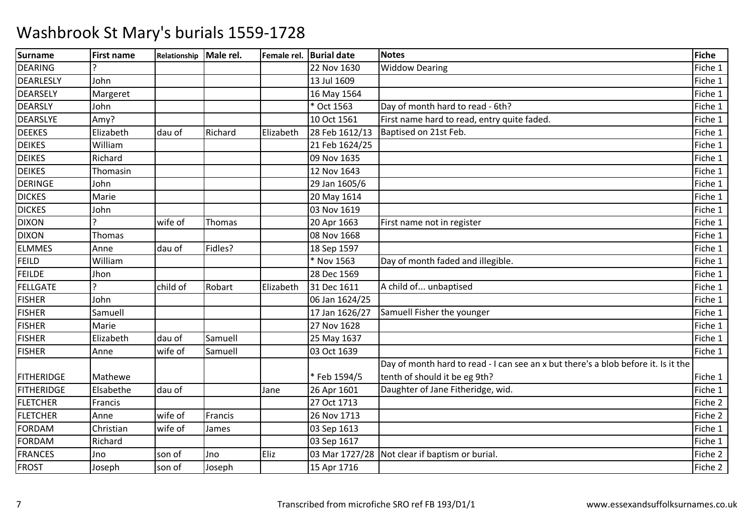# Washbrook St Mary's burials 1559-1728

| Surname | First name | Relationship | Male rel. | Female rel. | Burial date | Notes | Fiche |
|---|---|---|---|---|---|---|---|
| DEARING | ? | | | | 22 Nov 1630 | Widdow Dearing | Fiche 1 |
| DEARLESLY | John | | | | 13 Jul 1609 | | Fiche 1 |
| DEARSELY | Margeret | | | | 16 May 1564 | | Fiche 1 |
| DEARSLY | John | | | | * Oct 1563 | Day of month hard to read - 6th? | Fiche 1 |
| DEARSLYE | Amy? | | | | 10 Oct 1561 | First name hard to read, entry quite faded. | Fiche 1 |
| DEEKES | Elizabeth | dau of | Richard | Elizabeth | 28 Feb 1612/13 | Baptised on 21st Feb. | Fiche 1 |
| DEIKES | William | | | | 21 Feb 1624/25 | | Fiche 1 |
| DEIKES | Richard | | | | 09 Nov 1635 | | Fiche 1 |
| DEIKES | Thomasin | | | | 12 Nov 1643 | | Fiche 1 |
| DERINGE | John | | | | 29 Jan 1605/6 | | Fiche 1 |
| DICKES | Marie | | | | 20 May 1614 | | Fiche 1 |
| DICKES | John | | | | 03 Nov 1619 | | Fiche 1 |
| DIXON | ? | wife of | Thomas | | 20 Apr 1663 | First name not in register | Fiche 1 |
| DIXON | Thomas | | | | 08 Nov 1668 | | Fiche 1 |
| ELMMES | Anne | dau of | Fidles? | | 18 Sep 1597 | | Fiche 1 |
| FEILD | William | | | | * Nov 1563 | Day of month faded and illegible. | Fiche 1 |
| FEILDE | Jhon | | | | 28 Dec 1569 | | Fiche 1 |
| FELLGATE | ? | child of | Robart | Elizabeth | 31 Dec 1611 | A child of... unbaptised | Fiche 1 |
| FISHER | John | | | | 06 Jan 1624/25 | | Fiche 1 |
| FISHER | Samuell | | | | 17 Jan 1626/27 | Samuell Fisher the younger | Fiche 1 |
| FISHER | Marie | | | | 27 Nov 1628 | | Fiche 1 |
| FISHER | Elizabeth | dau of | Samuell | | 25 May 1637 | | Fiche 1 |
| FISHER | Anne | wife of | Samuell | | 03 Oct 1639 | | Fiche 1 |
| FITHERIDGE | Mathewe | | | | * Feb 1594/5 | Day of month hard to read - I can see an x but there's a blob before it. Is it the tenth of should it be eg 9th? | Fiche 1 |
| FITHERIDGE | Elsabethe | dau of | | Jane | 26 Apr 1601 | Daughter of Jane Fitheridge, wid. | Fiche 1 |
| FLETCHER | Francis | | | | 27 Oct 1713 | | Fiche 2 |
| FLETCHER | Anne | wife of | Francis | | 26 Nov 1713 | | Fiche 2 |
| FORDAM | Christian | wife of | James | | 03 Sep 1613 | | Fiche 1 |
| FORDAM | Richard | | | | 03 Sep 1617 | | Fiche 1 |
| FRANCES | Jno | son of | Jno | Eliz | 03 Mar 1727/28 | Not clear if baptism or burial. | Fiche 2 |
| FROST | Joseph | son of | Joseph | | 15 Apr 1716 | | Fiche 2 |

Transcribed from microfiche SRO ref FB 193/D1/1 — www.essexandsuffolksurnames.co.uk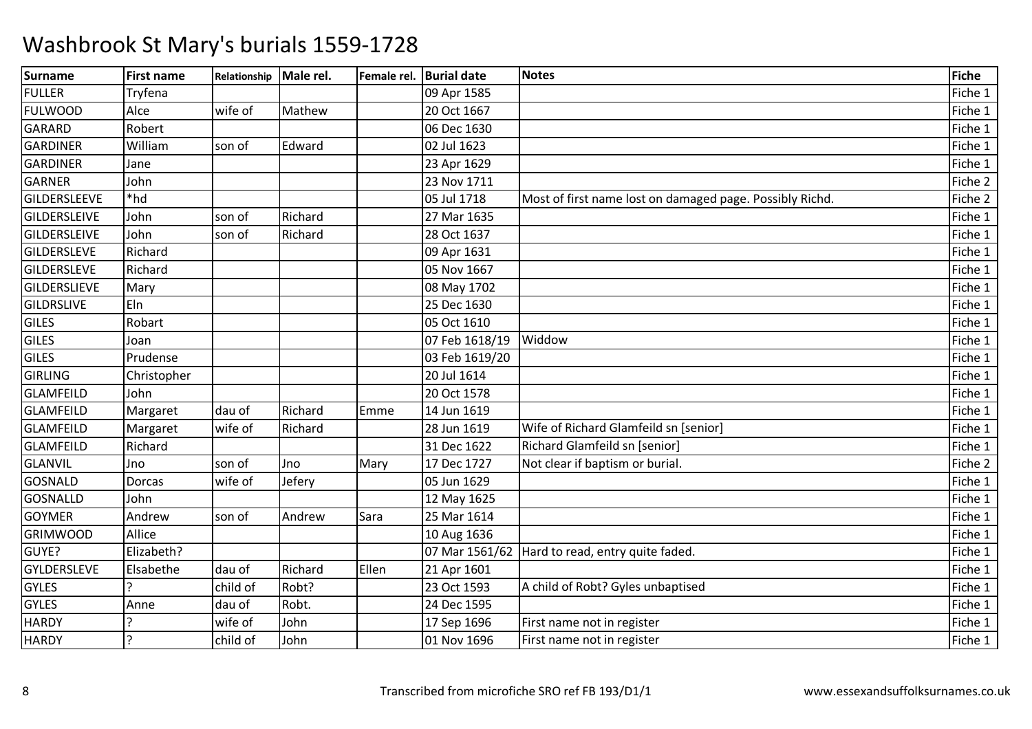# Washbrook St Mary's burials 1559-1728

| Surname | First name | Relationship | Male rel. | Female rel. | Burial date | Notes | Fiche |
|---|---|---|---|---|---|---|---|
| FULLER | Tryfena | | | | 09 Apr 1585 | | Fiche 1 |
| FULWOOD | Alce | wife of | Mathew | | 20 Oct 1667 | | Fiche 1 |
| GARARD | Robert | | | | 06 Dec 1630 | | Fiche 1 |
| GARDINER | William | son of | Edward | | 02 Jul 1623 | | Fiche 1 |
| GARDINER | Jane | | | | 23 Apr 1629 | | Fiche 1 |
| GARNER | John | | | | 23 Nov 1711 | | Fiche 2 |
| GILDERSLEEVE | *hd | | | | 05 Jul 1718 | Most of first name lost on damaged page. Possibly Richd. | Fiche 2 |
| GILDERSLEIVE | John | son of | Richard | | 27 Mar 1635 | | Fiche 1 |
| GILDERSLEIVE | John | son of | Richard | | 28 Oct 1637 | | Fiche 1 |
| GILDERSLEVE | Richard | | | | 09 Apr 1631 | | Fiche 1 |
| GILDERSLEVE | Richard | | | | 05 Nov 1667 | | Fiche 1 |
| GILDERSLIEVE | Mary | | | | 08 May 1702 | | Fiche 1 |
| GILDRSLIVE | Eln | | | | 25 Dec 1630 | | Fiche 1 |
| GILES | Robart | | | | 05 Oct 1610 | | Fiche 1 |
| GILES | Joan | | | | 07 Feb 1618/19 | Widdow | Fiche 1 |
| GILES | Prudense | | | | 03 Feb 1619/20 | | Fiche 1 |
| GIRLING | Christopher | | | | 20 Jul 1614 | | Fiche 1 |
| GLAMFEILD | John | | | | 20 Oct 1578 | | Fiche 1 |
| GLAMFEILD | Margaret | dau of | Richard | Emme | 14 Jun 1619 | | Fiche 1 |
| GLAMFEILD | Margaret | wife of | Richard | | 28 Jun 1619 | Wife of Richard Glamfeild sn [senior] | Fiche 1 |
| GLAMFEILD | Richard | | | | 31 Dec 1622 | Richard Glamfeild sn [senior] | Fiche 1 |
| GLANVIL | Jno | son of | Jno | Mary | 17 Dec 1727 | Not clear if baptism or burial. | Fiche 2 |
| GOSNALD | Dorcas | wife of | Jefery | | 05 Jun 1629 | | Fiche 1 |
| GOSNALLD | John | | | | 12 May 1625 | | Fiche 1 |
| GOYMER | Andrew | son of | Andrew | Sara | 25 Mar 1614 | | Fiche 1 |
| GRIMWOOD | Allice | | | | 10 Aug 1636 | | Fiche 1 |
| GUYE? | Elizabeth? | | | | 07 Mar 1561/62 | Hard to read, entry quite faded. | Fiche 1 |
| GYLDERSLEVE | Elsabethe | dau of | Richard | Ellen | 21 Apr 1601 | | Fiche 1 |
| GYLES | ? | child of | Robt? | | 23 Oct 1593 | A child of Robt? Gyles unbaptised | Fiche 1 |
| GYLES | Anne | dau of | Robt. | | 24 Dec 1595 | | Fiche 1 |
| HARDY | ? | wife of | John | | 17 Sep 1696 | First name not in register | Fiche 1 |
| HARDY | ? | child of | John | | 01 Nov 1696 | First name not in register | Fiche 1 |

Transcribed from microfiche SRO ref FB 193/D1/1

www.essexandsuffolksurnames.co.uk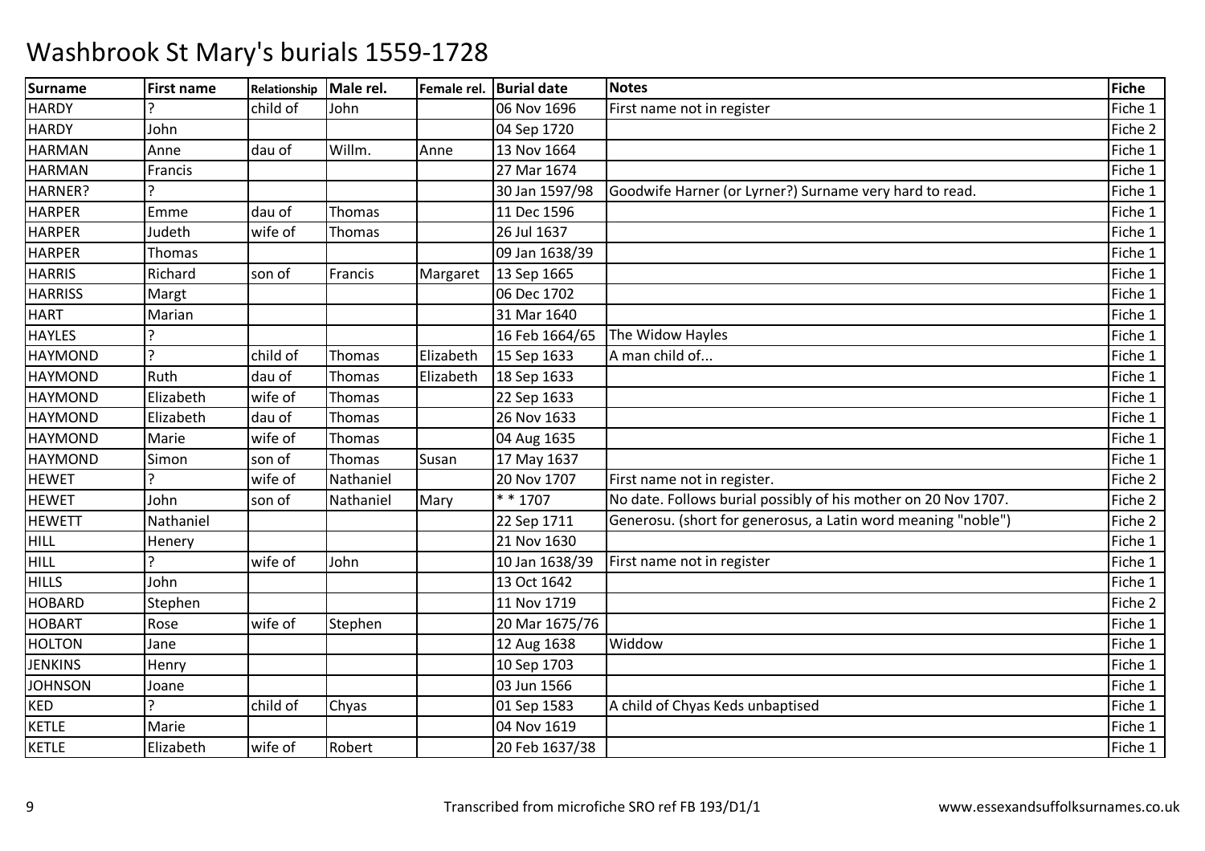# Washbrook St Mary's burials 1559-1728

| Surname | First name | Relationship | Male rel. | Female rel. | Burial date | Notes | Fiche |
|---|---|---|---|---|---|---|---|
| HARDY | ? | child of | John | | 06 Nov 1696 | First name not in register | Fiche 1 |
| HARDY | John | | | | 04 Sep 1720 | | Fiche 2 |
| HARMAN | Anne | dau of | Willm. | Anne | 13 Nov 1664 | | Fiche 1 |
| HARMAN | Francis | | | | 27 Mar 1674 | | Fiche 1 |
| HARNER? | ? | | | | 30 Jan 1597/98 | Goodwife Harner (or Lyrner?) Surname very hard to read. | Fiche 1 |
| HARPER | Emme | dau of | Thomas | | 11 Dec 1596 | | Fiche 1 |
| HARPER | Judeth | wife of | Thomas | | 26 Jul 1637 | | Fiche 1 |
| HARPER | Thomas | | | | 09 Jan 1638/39 | | Fiche 1 |
| HARRIS | Richard | son of | Francis | Margaret | 13 Sep 1665 | | Fiche 1 |
| HARRISS | Margt | | | | 06 Dec 1702 | | Fiche 1 |
| HART | Marian | | | | 31 Mar 1640 | | Fiche 1 |
| HAYLES | ? | | | | 16 Feb 1664/65 | The Widow Hayles | Fiche 1 |
| HAYMOND | ? | child of | Thomas | Elizabeth | 15 Sep 1633 | A man child of... | Fiche 1 |
| HAYMOND | Ruth | dau of | Thomas | Elizabeth | 18 Sep 1633 | | Fiche 1 |
| HAYMOND | Elizabeth | wife of | Thomas | | 22 Sep 1633 | | Fiche 1 |
| HAYMOND | Elizabeth | dau of | Thomas | | 26 Nov 1633 | | Fiche 1 |
| HAYMOND | Marie | wife of | Thomas | | 04 Aug 1635 | | Fiche 1 |
| HAYMOND | Simon | son of | Thomas | Susan | 17 May 1637 | | Fiche 1 |
| HEWET | ? | wife of | Nathaniel | | 20 Nov 1707 | First name not in register. | Fiche 2 |
| HEWET | John | son of | Nathaniel | Mary | * * 1707 | No date. Follows burial possibly of his mother on 20 Nov 1707. | Fiche 2 |
| HEWETT | Nathaniel | | | | 22 Sep 1711 | Generosu. (short for generosus, a Latin word meaning "noble") | Fiche 2 |
| HILL | Henery | | | | 21 Nov 1630 | | Fiche 1 |
| HILL | ? | wife of | John | | 10 Jan 1638/39 | First name not in register | Fiche 1 |
| HILLS | John | | | | 13 Oct 1642 | | Fiche 1 |
| HOBARD | Stephen | | | | 11 Nov 1719 | | Fiche 2 |
| HOBART | Rose | wife of | Stephen | | 20 Mar 1675/76 | | Fiche 1 |
| HOLTON | Jane | | | | 12 Aug 1638 | Widdow | Fiche 1 |
| JENKINS | Henry | | | | 10 Sep 1703 | | Fiche 1 |
| JOHNSON | Joane | | | | 03 Jun 1566 | | Fiche 1 |
| KED | ? | child of | Chyas | | 01 Sep 1583 | A child of Chyas Keds unbaptised | Fiche 1 |
| KETLE | Marie | | | | 04 Nov 1619 | | Fiche 1 |
| KETLE | Elizabeth | wife of | Robert | | 20 Feb 1637/38 | | Fiche 1 |

Transcribed from microfiche SRO ref FB 193/D1/1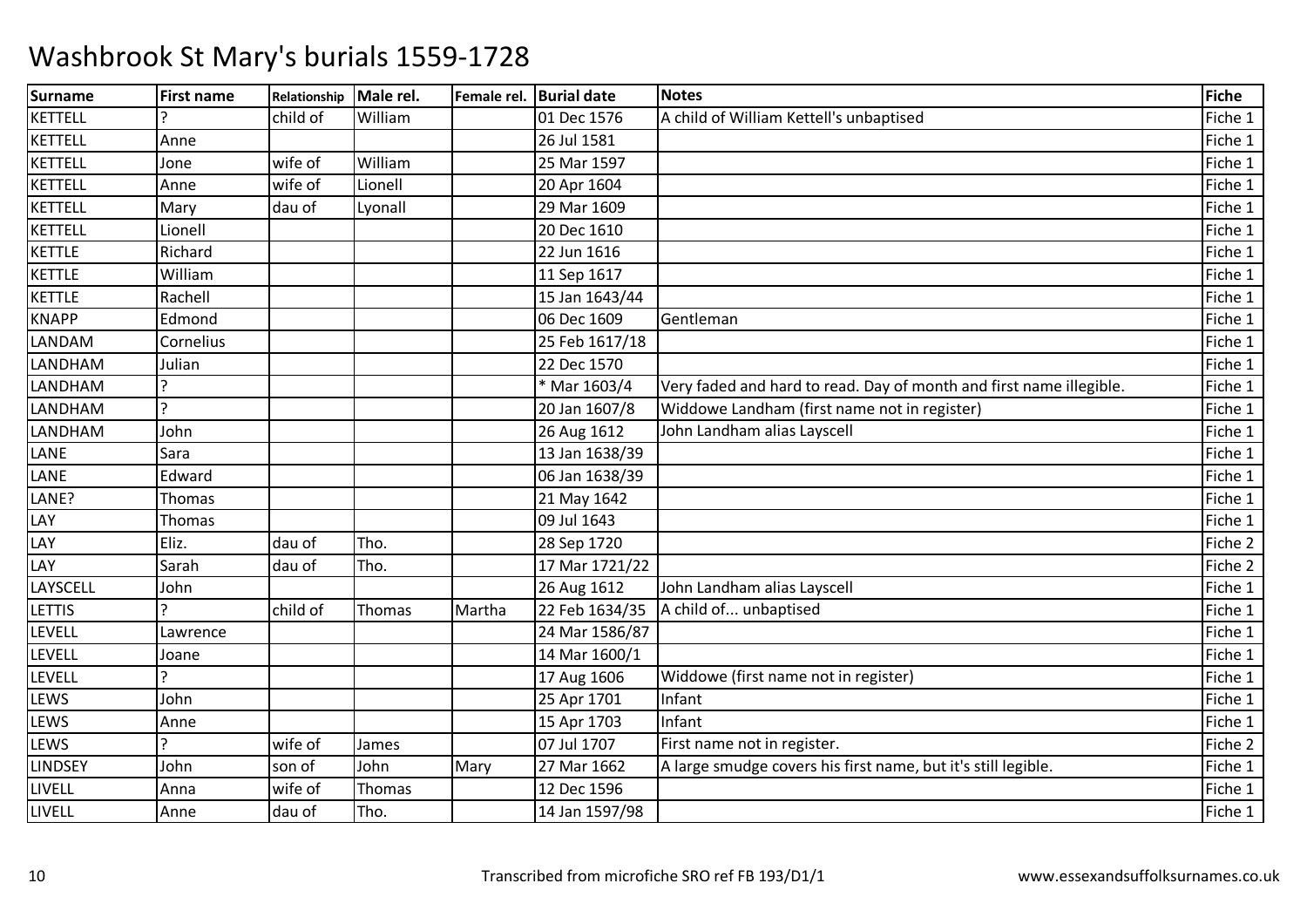# Washbrook St Mary's burials 1559-1728

| Surname | First name | Relationship | Male rel. | Female rel. | Burial date | Notes | Fiche |
|---|---|---|---|---|---|---|---|
| KETTELL | ? | child of | William | | 01 Dec 1576 | A child of William Kettell's unbaptised | Fiche 1 |
| KETTELL | Anne | | | | 26 Jul 1581 | | Fiche 1 |
| KETTELL | Jone | wife of | William | | 25 Mar 1597 | | Fiche 1 |
| KETTELL | Anne | wife of | Lionell | | 20 Apr 1604 | | Fiche 1 |
| KETTELL | Mary | dau of | Lyonall | | 29 Mar 1609 | | Fiche 1 |
| KETTELL | Lionell | | | | 20 Dec 1610 | | Fiche 1 |
| KETTLE | Richard | | | | 22 Jun 1616 | | Fiche 1 |
| KETTLE | William | | | | 11 Sep 1617 | | Fiche 1 |
| KETTLE | Rachell | | | | 15 Jan 1643/44 | | Fiche 1 |
| KNAPP | Edmond | | | | 06 Dec 1609 | Gentleman | Fiche 1 |
| LANDAM | Cornelius | | | | 25 Feb 1617/18 | | Fiche 1 |
| LANDHAM | Julian | | | | 22 Dec 1570 | | Fiche 1 |
| LANDHAM | ? | | | | * Mar 1603/4 | Very faded and hard to read. Day of month and first name illegible. | Fiche 1 |
| LANDHAM | ? | | | | 20 Jan 1607/8 | Widdowe Landham (first name not in register) | Fiche 1 |
| LANDHAM | John | | | | 26 Aug 1612 | John Landham alias Layscell | Fiche 1 |
| LANE | Sara | | | | 13 Jan 1638/39 | | Fiche 1 |
| LANE | Edward | | | | 06 Jan 1638/39 | | Fiche 1 |
| LANE? | Thomas | | | | 21 May 1642 | | Fiche 1 |
| LAY | Thomas | | | | 09 Jul 1643 | | Fiche 1 |
| LAY | Eliz. | dau of | Tho. | | 28 Sep 1720 | | Fiche 2 |
| LAY | Sarah | dau of | Tho. | | 17 Mar 1721/22 | | Fiche 2 |
| LAYSCELL | John | | | | 26 Aug 1612 | John Landham alias Layscell | Fiche 1 |
| LETTIS | ? | child of | Thomas | Martha | 22 Feb 1634/35 | A child of... unbaptised | Fiche 1 |
| LEVELL | Lawrence | | | | 24 Mar 1586/87 | | Fiche 1 |
| LEVELL | Joane | | | | 14 Mar 1600/1 | | Fiche 1 |
| LEVELL | ? | | | | 17 Aug 1606 | Widdowe (first name not in register) | Fiche 1 |
| LEWS | John | | | | 25 Apr 1701 | Infant | Fiche 1 |
| LEWS | Anne | | | | 15 Apr 1703 | Infant | Fiche 1 |
| LEWS | ? | wife of | James | | 07 Jul 1707 | First name not in register. | Fiche 2 |
| LINDSEY | John | son of | John | Mary | 27 Mar 1662 | A large smudge covers his first name, but it's still legible. | Fiche 1 |
| LIVELL | Anna | wife of | Thomas | | 12 Dec 1596 | | Fiche 1 |
| LIVELL | Anne | dau of | Tho. | | 14 Jan 1597/98 | | Fiche 1 |

Transcribed from microfiche SRO ref FB 193/D1/1

www.essexandsuffolksurnames.co.uk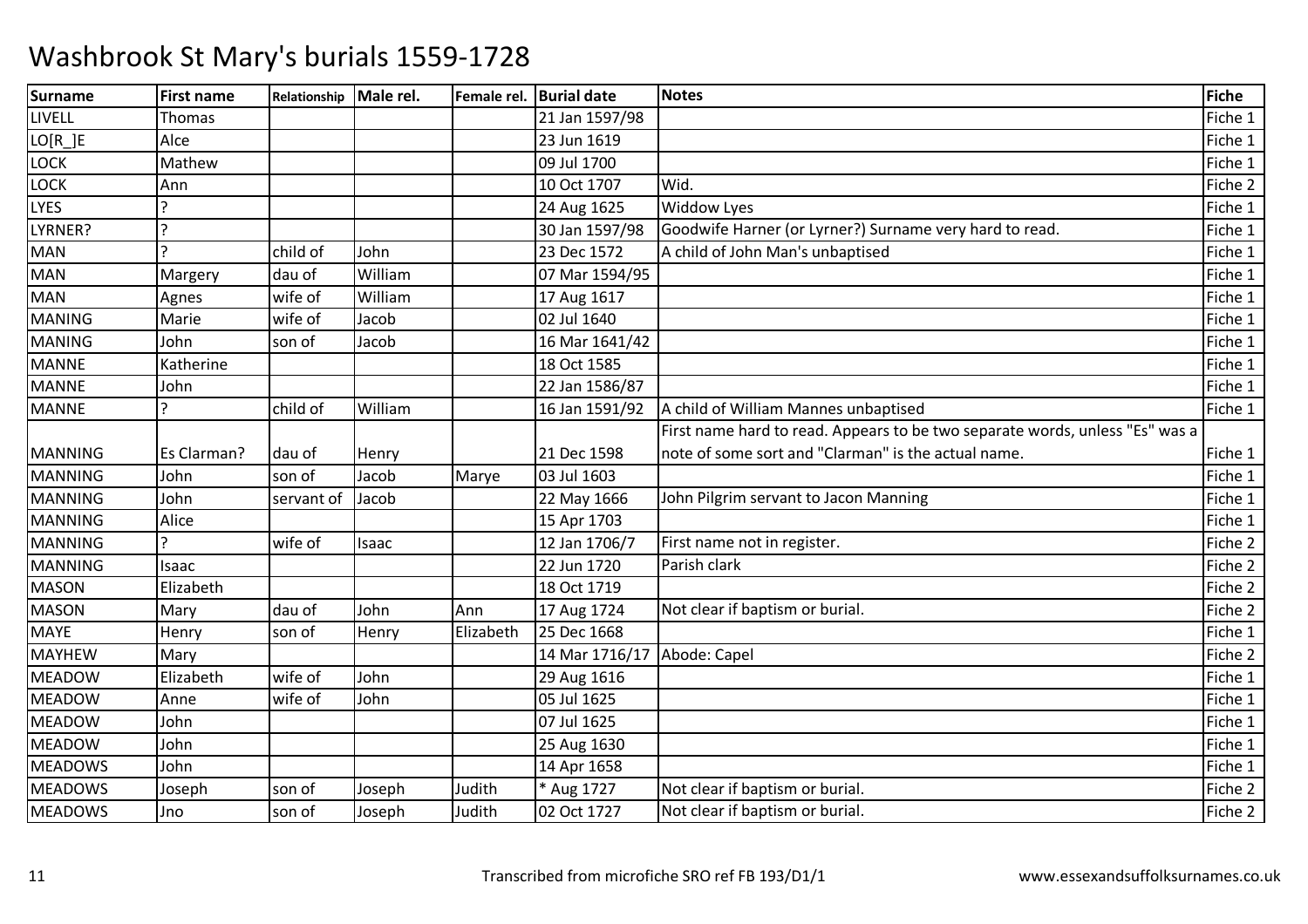# Washbrook St Mary's burials 1559-1728

| Surname | First name | Relationship | Male rel. | Female rel. | Burial date | Notes | Fiche |
|---|---|---|---|---|---|---|---|
| LIVELL | Thomas | | | | 21 Jan 1597/98 | | Fiche 1 |
| LO[R_]E | Alce | | | | 23 Jun 1619 | | Fiche 1 |
| LOCK | Mathew | | | | 09 Jul 1700 | | Fiche 1 |
| LOCK | Ann | | | | 10 Oct 1707 | Wid. | Fiche 2 |
| LYES | ? | | | | 24 Aug 1625 | Widdow Lyes | Fiche 1 |
| LYRNER? | ? | | | | 30 Jan 1597/98 | Goodwife Harner (or Lyrner?) Surname very hard to read. | Fiche 1 |
| MAN | ? | child of | John | | 23 Dec 1572 | A child of John Man's unbaptised | Fiche 1 |
| MAN | Margery | dau of | William | | 07 Mar 1594/95 | | Fiche 1 |
| MAN | Agnes | wife of | William | | 17 Aug 1617 | | Fiche 1 |
| MANING | Marie | wife of | Jacob | | 02 Jul 1640 | | Fiche 1 |
| MANING | John | son of | Jacob | | 16 Mar 1641/42 | | Fiche 1 |
| MANNE | Katherine | | | | 18 Oct 1585 | | Fiche 1 |
| MANNE | John | | | | 22 Jan 1586/87 | | Fiche 1 |
| MANNE | ? | child of | William | | 16 Jan 1591/92 | A child of William Mannes unbaptised | Fiche 1 |
| MANNING | Es Clarman? | dau of | Henry | | 21 Dec 1598 | First name hard to read. Appears to be two separate words, unless "Es" was a note of some sort and "Clarman" is the actual name. | Fiche 1 |
| MANNING | John | son of | Jacob | Marye | 03 Jul 1603 | | Fiche 1 |
| MANNING | John | servant of | Jacob | | 22 May 1666 | John Pilgrim servant to Jacon Manning | Fiche 1 |
| MANNING | Alice | | | | 15 Apr 1703 | | Fiche 1 |
| MANNING | ? | wife of | Isaac | | 12 Jan 1706/7 | First name not in register. | Fiche 2 |
| MANNING | Isaac | | | | 22 Jun 1720 | Parish clark | Fiche 2 |
| MASON | Elizabeth | | | | 18 Oct 1719 | | Fiche 2 |
| MASON | Mary | dau of | John | Ann | 17 Aug 1724 | Not clear if baptism or burial. | Fiche 2 |
| MAYE | Henry | son of | Henry | Elizabeth | 25 Dec 1668 | | Fiche 1 |
| MAYHEW | Mary | | | | 14 Mar 1716/17 | Abode: Capel | Fiche 2 |
| MEADOW | Elizabeth | wife of | John | | 29 Aug 1616 | | Fiche 1 |
| MEADOW | Anne | wife of | John | | 05 Jul 1625 | | Fiche 1 |
| MEADOW | John | | | | 07 Jul 1625 | | Fiche 1 |
| MEADOW | John | | | | 25 Aug 1630 | | Fiche 1 |
| MEADOWS | John | | | | 14 Apr 1658 | | Fiche 1 |
| MEADOWS | Joseph | son of | Joseph | Judith | * Aug 1727 | Not clear if baptism or burial. | Fiche 2 |
| MEADOWS | Jno | son of | Joseph | Judith | 02 Oct 1727 | Not clear if baptism or burial. | Fiche 2 |

Transcribed from microfiche SRO ref FB 193/D1/1 www.essexandsuffolksurnames.co.uk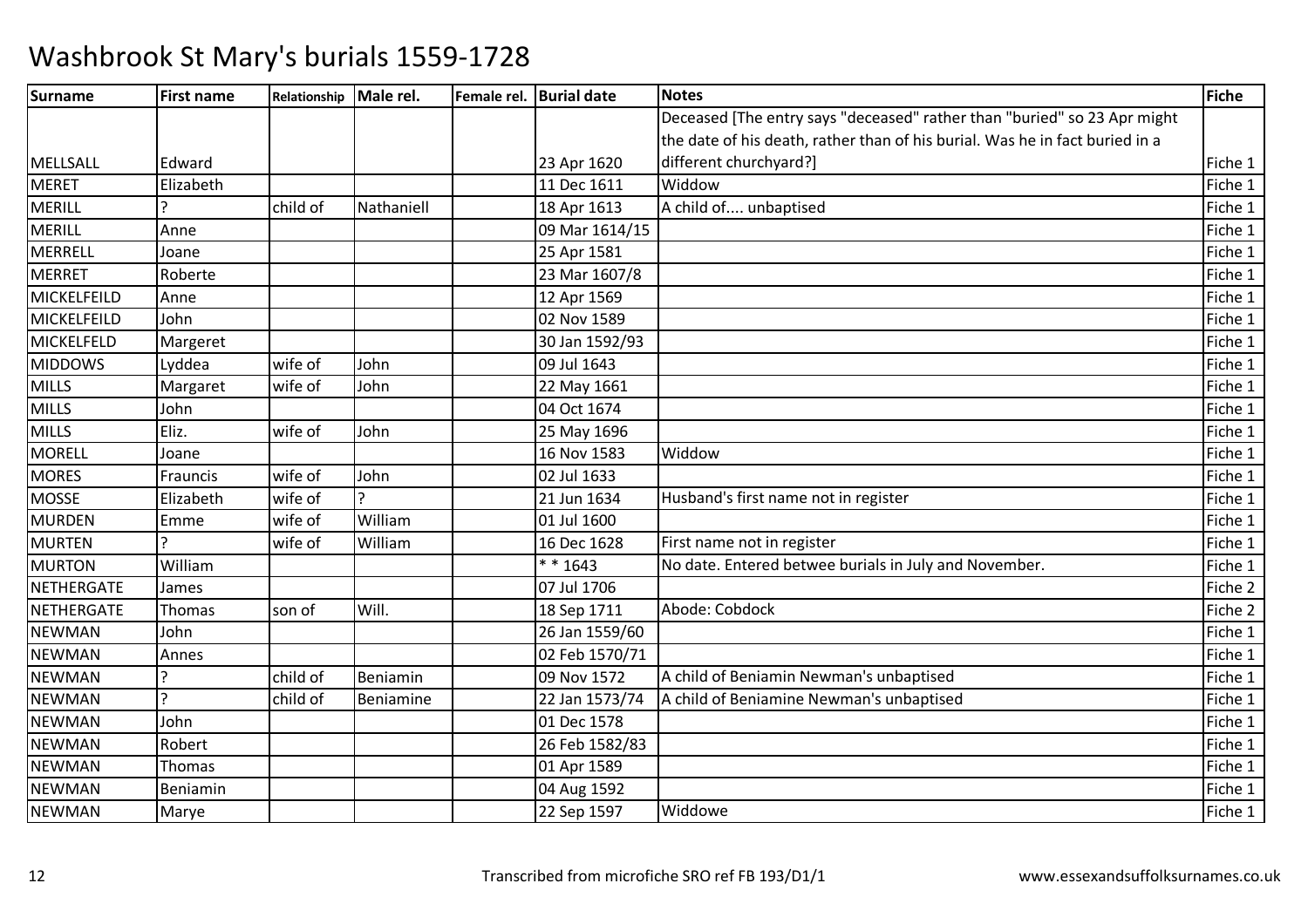# Washbrook St Mary's burials 1559-1728

| Surname | First name | Relationship | Male rel. | Female rel. | Burial date | Notes | Fiche |
|---|---|---|---|---|---|---|---|
| MELLSALL | Edward | | | | 23 Apr 1620 | Deceased [The entry says "deceased" rather than "buried" so 23 Apr might the date of his death, rather than of his burial. Was he in fact buried in a different churchyard?] | Fiche 1 |
| MERET | Elizabeth | | | | 11 Dec 1611 | Widdow | Fiche 1 |
| MERILL | ? | child of | Nathaniell | | 18 Apr 1613 | A child of.... unbaptised | Fiche 1 |
| MERILL | Anne | | | | 09 Mar 1614/15 | | Fiche 1 |
| MERRELL | Joane | | | | 25 Apr 1581 | | Fiche 1 |
| MERRET | Roberte | | | | 23 Mar 1607/8 | | Fiche 1 |
| MICKELFEILD | Anne | | | | 12 Apr 1569 | | Fiche 1 |
| MICKELFEILD | John | | | | 02 Nov 1589 | | Fiche 1 |
| MICKELFELD | Margeret | | | | 30 Jan 1592/93 | | Fiche 1 |
| MIDDOWS | Lyddea | wife of | John | | 09 Jul 1643 | | Fiche 1 |
| MILLS | Margaret | wife of | John | | 22 May 1661 | | Fiche 1 |
| MILLS | John | | | | 04 Oct 1674 | | Fiche 1 |
| MILLS | Eliz. | wife of | John | | 25 May 1696 | | Fiche 1 |
| MORELL | Joane | | | | 16 Nov 1583 | Widdow | Fiche 1 |
| MORES | Frauncis | wife of | John | | 02 Jul 1633 | | Fiche 1 |
| MOSSE | Elizabeth | wife of | ? | | 21 Jun 1634 | Husband's first name not in register | Fiche 1 |
| MURDEN | Emme | wife of | William | | 01 Jul 1600 | | Fiche 1 |
| MURTEN | ? | wife of | William | | 16 Dec 1628 | First name not in register | Fiche 1 |
| MURTON | William | | | | * * 1643 | No date. Entered betwee burials in July and November. | Fiche 1 |
| NETHERGATE | James | | | | 07 Jul 1706 | | Fiche 2 |
| NETHERGATE | Thomas | son of | Will. | | 18 Sep 1711 | Abode: Cobdock | Fiche 2 |
| NEWMAN | John | | | | 26 Jan 1559/60 | | Fiche 1 |
| NEWMAN | Annes | | | | 02 Feb 1570/71 | | Fiche 1 |
| NEWMAN | ? | child of | Beniamin | | 09 Nov 1572 | A child of Beniamin Newman's unbaptised | Fiche 1 |
| NEWMAN | ? | child of | Beniamine | | 22 Jan 1573/74 | A child of Beniamine Newman's unbaptised | Fiche 1 |
| NEWMAN | John | | | | 01 Dec 1578 | | Fiche 1 |
| NEWMAN | Robert | | | | 26 Feb 1582/83 | | Fiche 1 |
| NEWMAN | Thomas | | | | 01 Apr 1589 | | Fiche 1 |
| NEWMAN | Beniamin | | | | 04 Aug 1592 | | Fiche 1 |
| NEWMAN | Marye | | | | 22 Sep 1597 | Widdowe | Fiche 1 |

Transcribed from microfiche SRO ref FB 193/D1/1 www.essexandsuffolksurnames.co.uk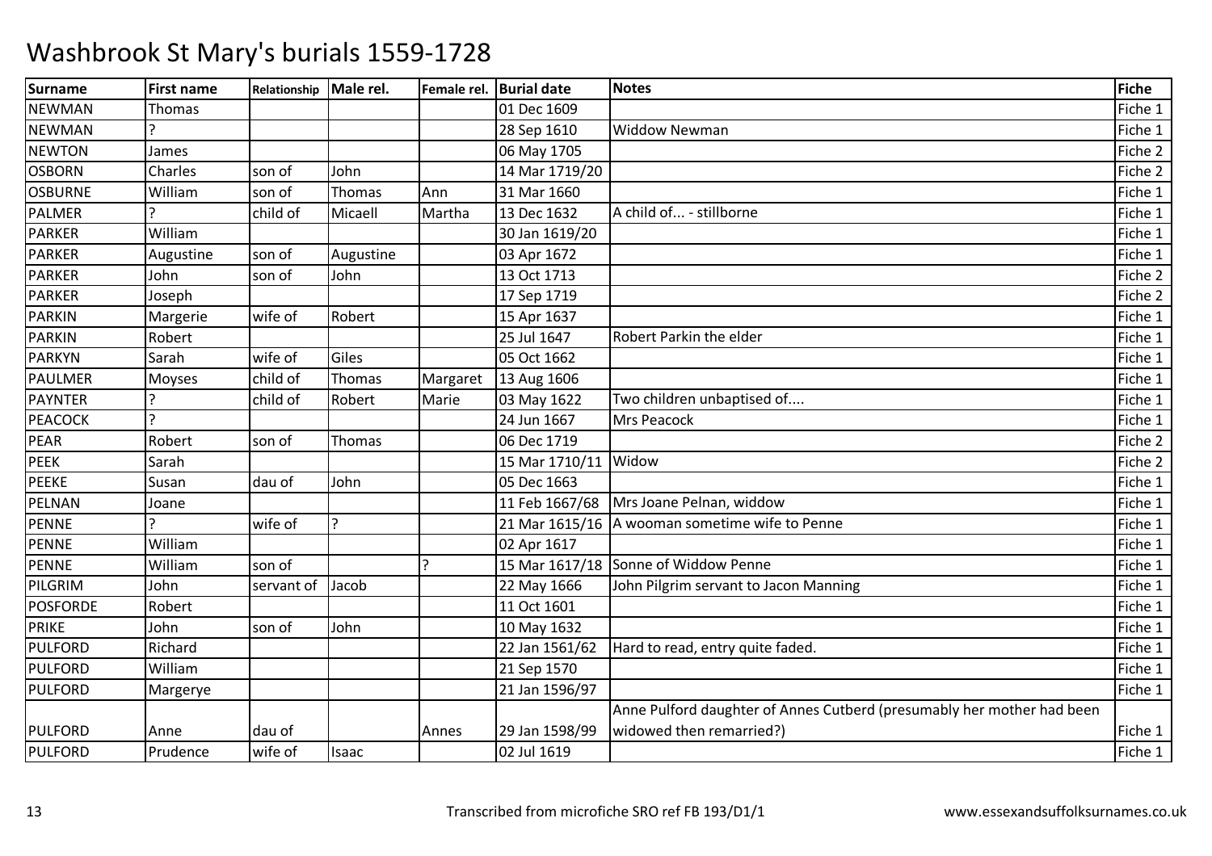# Washbrook St Mary's burials 1559-1728

| Surname | First name | Relationship | Male rel. | Female rel. | Burial date | Notes | Fiche |
|---|---|---|---|---|---|---|---|
| NEWMAN | Thomas | | | | 01 Dec 1609 | | Fiche 1 |
| NEWMAN | ? | | | | 28 Sep 1610 | Widdow Newman | Fiche 1 |
| NEWTON | James | | | | 06 May 1705 | | Fiche 2 |
| OSBORN | Charles | son of | John | | 14 Mar 1719/20 | | Fiche 2 |
| OSBURNE | William | son of | Thomas | Ann | 31 Mar 1660 | | Fiche 1 |
| PALMER | ? | child of | Micaell | Martha | 13 Dec 1632 | A child of... - stillborne | Fiche 1 |
| PARKER | William | | | | 30 Jan 1619/20 | | Fiche 1 |
| PARKER | Augustine | son of | Augustine | | 03 Apr 1672 | | Fiche 1 |
| PARKER | John | son of | John | | 13 Oct 1713 | | Fiche 2 |
| PARKER | Joseph | | | | 17 Sep 1719 | | Fiche 2 |
| PARKIN | Margerie | wife of | Robert | | 15 Apr 1637 | | Fiche 1 |
| PARKIN | Robert | | | | 25 Jul 1647 | Robert Parkin the elder | Fiche 1 |
| PARKYN | Sarah | wife of | Giles | | 05 Oct 1662 | | Fiche 1 |
| PAULMER | Moyses | child of | Thomas | Margaret | 13 Aug 1606 | | Fiche 1 |
| PAYNTER | ? | child of | Robert | Marie | 03 May 1622 | Two children unbaptised of.... | Fiche 1 |
| PEACOCK | ? | | | | 24 Jun 1667 | Mrs Peacock | Fiche 1 |
| PEAR | Robert | son of | Thomas | | 06 Dec 1719 | | Fiche 2 |
| PEEK | Sarah | | | | 15 Mar 1710/11 | Widow | Fiche 2 |
| PEEKE | Susan | dau of | John | | 05 Dec 1663 | | Fiche 1 |
| PELNAN | Joane | | | | 11 Feb 1667/68 | Mrs Joane Pelnan, widdow | Fiche 1 |
| PENNE | ? | wife of | ? | | 21 Mar 1615/16 | A wooman sometime wife to Penne | Fiche 1 |
| PENNE | William | | | | 02 Apr 1617 | | Fiche 1 |
| PENNE | William | son of | | ? | 15 Mar 1617/18 | Sonne of Widdow Penne | Fiche 1 |
| PILGRIM | John | servant of | Jacob | | 22 May 1666 | John Pilgrim servant to Jacon Manning | Fiche 1 |
| POSFORDE | Robert | | | | 11 Oct 1601 | | Fiche 1 |
| PRIKE | John | son of | John | | 10 May 1632 | | Fiche 1 |
| PULFORD | Richard | | | | 22 Jan 1561/62 | Hard to read, entry quite faded. | Fiche 1 |
| PULFORD | William | | | | 21 Sep 1570 | | Fiche 1 |
| PULFORD | Margerye | | | | 21 Jan 1596/97 | | Fiche 1 |
| PULFORD | Anne | dau of | | Annes | 29 Jan 1598/99 | Anne Pulford daughter of Annes Cutberd (presumably her mother had been widowed then remarried?) | Fiche 1 |
| PULFORD | Prudence | wife of | Isaac | | 02 Jul 1619 | | Fiche 1 |

Transcribed from microfiche SRO ref FB 193/D1/1 www.essexandsuffolksurnames.co.uk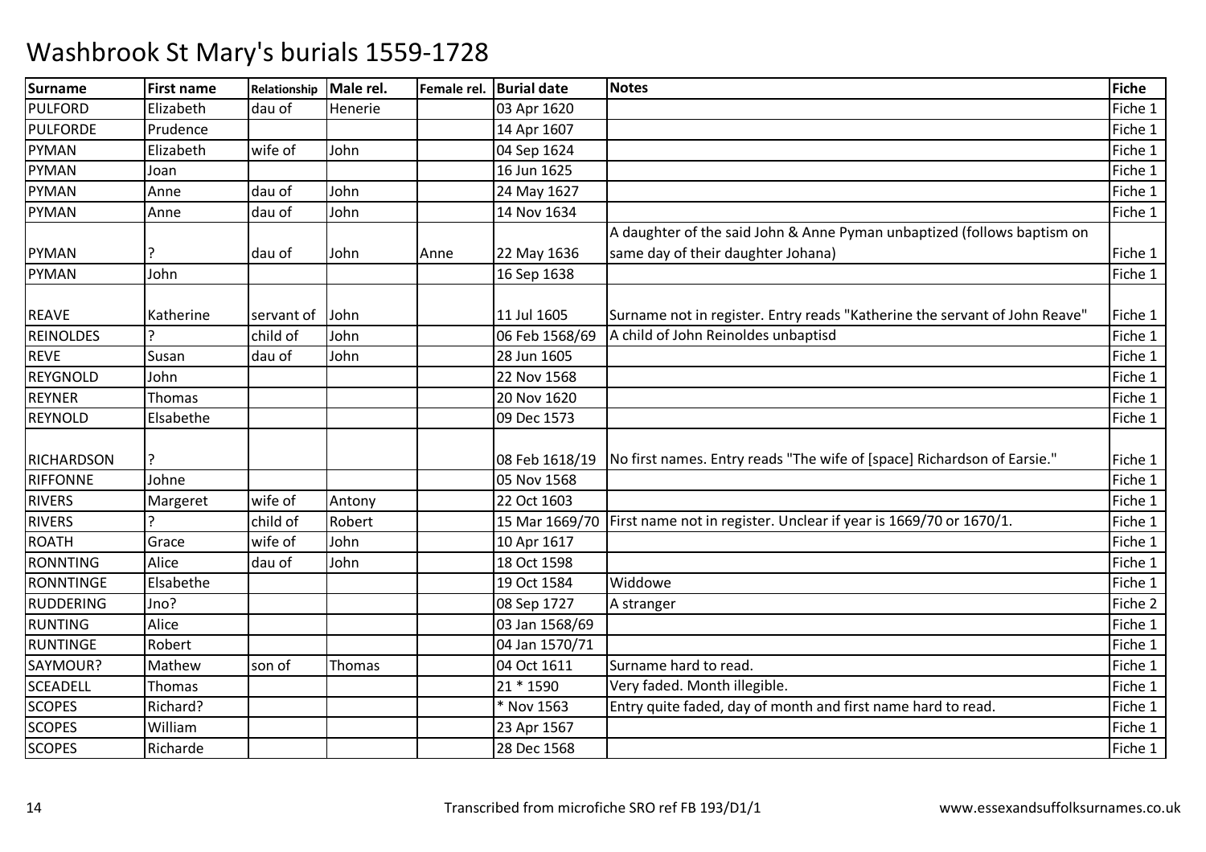# Washbrook St Mary's burials 1559-1728

| Surname | First name | Relationship | Male rel. | Female rel. | Burial date | Notes | Fiche |
|---|---|---|---|---|---|---|---|
| PULFORD | Elizabeth | dau of | Henerie | | 03 Apr 1620 | | Fiche 1 |
| PULFORDE | Prudence | | | | 14 Apr 1607 | | Fiche 1 |
| PYMAN | Elizabeth | wife of | John | | 04 Sep 1624 | | Fiche 1 |
| PYMAN | Joan | | | | 16 Jun 1625 | | Fiche 1 |
| PYMAN | Anne | dau of | John | | 24 May 1627 | | Fiche 1 |
| PYMAN | Anne | dau of | John | | 14 Nov 1634 | | Fiche 1 |
| PYMAN | ? | dau of | John | Anne | 22 May 1636 | A daughter of the said John & Anne Pyman unbaptized (follows baptism on same day of their daughter Johana) | Fiche 1 |
| PYMAN | John | | | | 16 Sep 1638 | | Fiche 1 |
| REAVE | Katherine | servant of | John | | 11 Jul 1605 | Surname not in register. Entry reads "Katherine the servant of John Reave" | Fiche 1 |
| REINOLDES | ? | child of | John | | 06 Feb 1568/69 | A child of John Reinoldes unbaptisd | Fiche 1 |
| REVE | Susan | dau of | John | | 28 Jun 1605 | | Fiche 1 |
| REYGNOLD | John | | | | 22 Nov 1568 | | Fiche 1 |
| REYNER | Thomas | | | | 20 Nov 1620 | | Fiche 1 |
| REYNOLD | Elsabethe | | | | 09 Dec 1573 | | Fiche 1 |
| RICHARDSON | ? | | | | 08 Feb 1618/19 | No first names. Entry reads "The wife of [space] Richardson of Earsie." | Fiche 1 |
| RIFFONNE | Johne | | | | 05 Nov 1568 | | Fiche 1 |
| RIVERS | Margeret | wife of | Antony | | 22 Oct 1603 | | Fiche 1 |
| RIVERS | ? | child of | Robert | | 15 Mar 1669/70 | First name not in register. Unclear if year is 1669/70 or 1670/1. | Fiche 1 |
| ROATH | Grace | wife of | John | | 10 Apr 1617 | | Fiche 1 |
| RONNTING | Alice | dau of | John | | 18 Oct 1598 | | Fiche 1 |
| RONNTINGE | Elsabethe | | | | 19 Oct 1584 | Widdowe | Fiche 1 |
| RUDDERING | Jno? | | | | 08 Sep 1727 | A stranger | Fiche 2 |
| RUNTING | Alice | | | | 03 Jan 1568/69 | | Fiche 1 |
| RUNTINGE | Robert | | | | 04 Jan 1570/71 | | Fiche 1 |
| SAYMOUR? | Mathew | son of | Thomas | | 04 Oct 1611 | Surname hard to read. | Fiche 1 |
| SCEADELL | Thomas | | | | 21 * 1590 | Very faded. Month illegible. | Fiche 1 |
| SCOPES | Richard? | | | | * Nov 1563 | Entry quite faded, day of month and first name hard to read. | Fiche 1 |
| SCOPES | William | | | | 23 Apr 1567 | | Fiche 1 |
| SCOPES | Richarde | | | | 28 Dec 1568 | | Fiche 1 |

Transcribed from microfiche SRO ref FB 193/D1/1 www.essexandsuffolksurnames.co.uk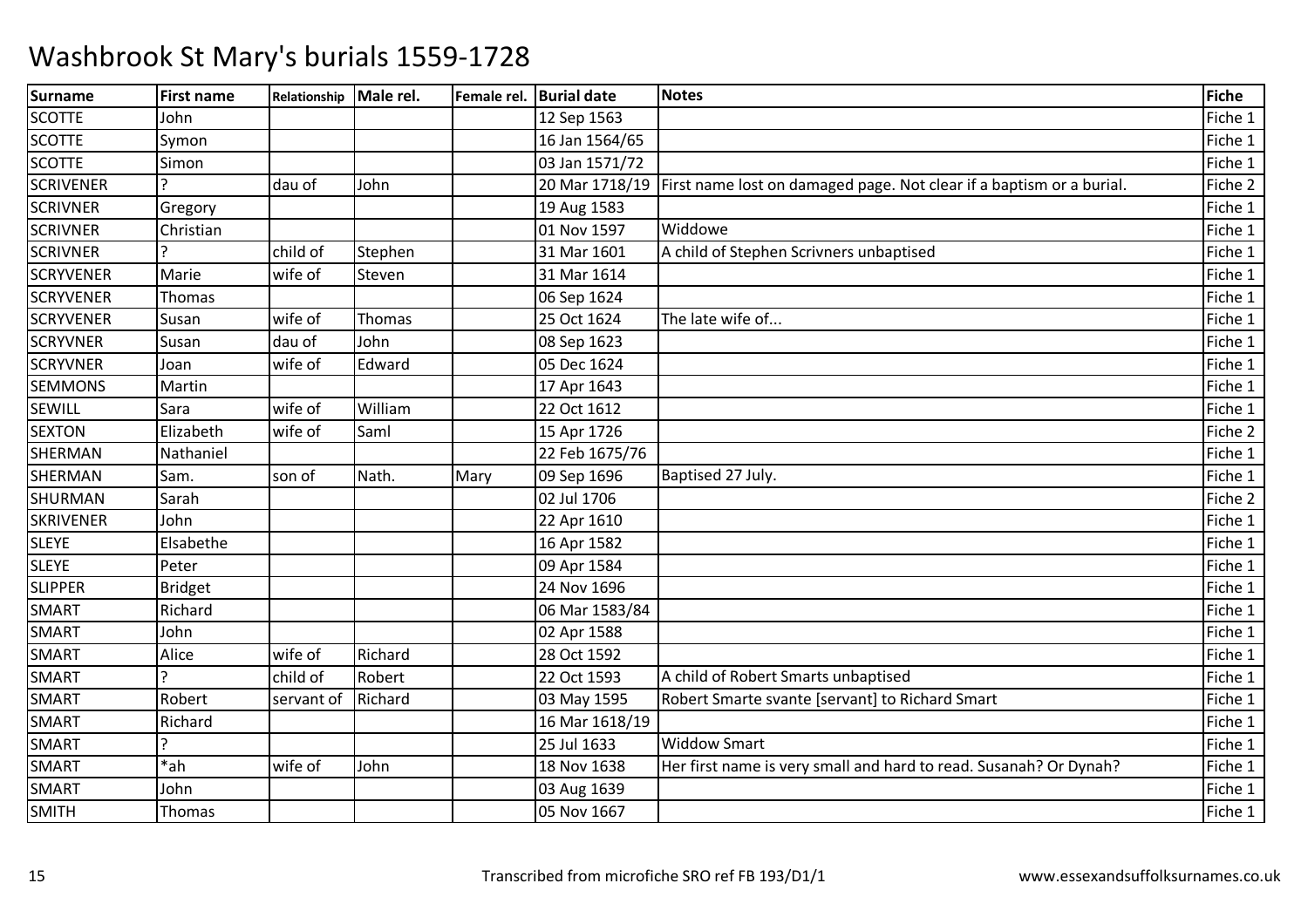# Washbrook St Mary's burials 1559-1728

| Surname | First name | Relationship | Male rel. | Female rel. | Burial date | Notes | Fiche |
|---|---|---|---|---|---|---|---|
| SCOTTE | John | | | | 12 Sep 1563 | | Fiche 1 |
| SCOTTE | Symon | | | | 16 Jan 1564/65 | | Fiche 1 |
| SCOTTE | Simon | | | | 03 Jan 1571/72 | | Fiche 1 |
| SCRIVENER | ? | dau of | John | | 20 Mar 1718/19 | First name lost on damaged page. Not clear if a baptism or a burial. | Fiche 2 |
| SCRIVNER | Gregory | | | | 19 Aug 1583 | | Fiche 1 |
| SCRIVNER | Christian | | | | 01 Nov 1597 | Widdowe | Fiche 1 |
| SCRIVNER | ? | child of | Stephen | | 31 Mar 1601 | A child of Stephen Scrivners unbaptised | Fiche 1 |
| SCRYVENER | Marie | wife of | Steven | | 31 Mar 1614 | | Fiche 1 |
| SCRYVENER | Thomas | | | | 06 Sep 1624 | | Fiche 1 |
| SCRYVENER | Susan | wife of | Thomas | | 25 Oct 1624 | The late wife of... | Fiche 1 |
| SCRYVNER | Susan | dau of | John | | 08 Sep 1623 | | Fiche 1 |
| SCRYVNER | Joan | wife of | Edward | | 05 Dec 1624 | | Fiche 1 |
| SEMMONS | Martin | | | | 17 Apr 1643 | | Fiche 1 |
| SEWILL | Sara | wife of | William | | 22 Oct 1612 | | Fiche 1 |
| SEXTON | Elizabeth | wife of | Saml | | 15 Apr 1726 | | Fiche 2 |
| SHERMAN | Nathaniel | | | | 22 Feb 1675/76 | | Fiche 1 |
| SHERMAN | Sam. | son of | Nath. | Mary | 09 Sep 1696 | Baptised 27 July. | Fiche 1 |
| SHURMAN | Sarah | | | | 02 Jul 1706 | | Fiche 2 |
| SKRIVENER | John | | | | 22 Apr 1610 | | Fiche 1 |
| SLEYE | Elsabethe | | | | 16 Apr 1582 | | Fiche 1 |
| SLEYE | Peter | | | | 09 Apr 1584 | | Fiche 1 |
| SLIPPER | Bridget | | | | 24 Nov 1696 | | Fiche 1 |
| SMART | Richard | | | | 06 Mar 1583/84 | | Fiche 1 |
| SMART | John | | | | 02 Apr 1588 | | Fiche 1 |
| SMART | Alice | wife of | Richard | | 28 Oct 1592 | | Fiche 1 |
| SMART | ? | child of | Robert | | 22 Oct 1593 | A child of Robert Smarts unbaptised | Fiche 1 |
| SMART | Robert | servant of | Richard | | 03 May 1595 | Robert Smarte svante [servant] to Richard Smart | Fiche 1 |
| SMART | Richard | | | | 16 Mar 1618/19 | | Fiche 1 |
| SMART | ? | | | | 25 Jul 1633 | Widdow Smart | Fiche 1 |
| SMART | *ah | wife of | John | | 18 Nov 1638 | Her first name is very small and hard to read. Susanah? Or Dynah? | Fiche 1 |
| SMART | John | | | | 03 Aug 1639 | | Fiche 1 |
| SMITH | Thomas | | | | 05 Nov 1667 | | Fiche 1 |

Transcribed from microfiche SRO ref FB 193/D1/1 www.essexandsuffolksurnames.co.uk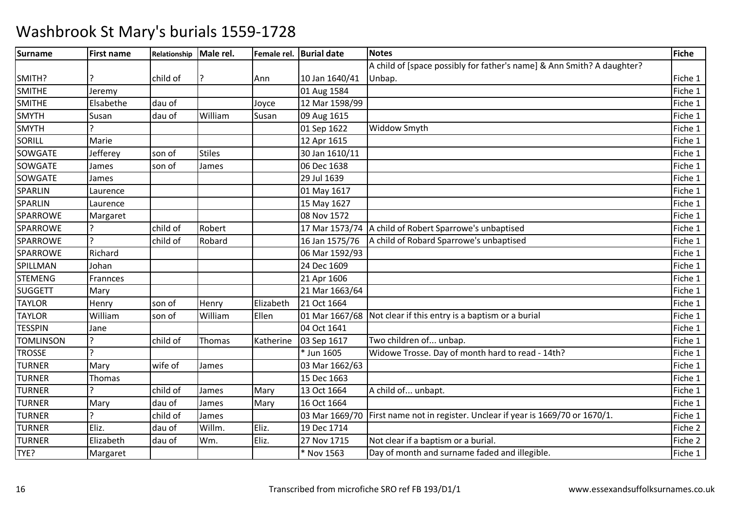# Washbrook St Mary's burials 1559-1728

| Surname | First name | Relationship | Male rel. | Female rel. | Burial date | Notes | Fiche |
|---|---|---|---|---|---|---|---|
| SMITH? | ? | child of | ? | Ann | 10 Jan 1640/41 | A child of [space possibly for father's name] & Ann Smith? A daughter? Unbap. | Fiche 1 |
| SMITHE | Jeremy | | | | 01 Aug 1584 | | Fiche 1 |
| SMITHE | Elsabethe | dau of | | Joyce | 12 Mar 1598/99 | | Fiche 1 |
| SMYTH | Susan | dau of | William | Susan | 09 Aug 1615 | | Fiche 1 |
| SMYTH | ? | | | | 01 Sep 1622 | Widdow Smyth | Fiche 1 |
| SORILL | Marie | | | | 12 Apr 1615 | | Fiche 1 |
| SOWGATE | Jefferey | son of | Stiles | | 30 Jan 1610/11 | | Fiche 1 |
| SOWGATE | James | son of | James | | 06 Dec 1638 | | Fiche 1 |
| SOWGATE | James | | | | 29 Jul 1639 | | Fiche 1 |
| SPARLIN | Laurence | | | | 01 May 1617 | | Fiche 1 |
| SPARLIN | Laurence | | | | 15 May 1627 | | Fiche 1 |
| SPARROWE | Margaret | | | | 08 Nov 1572 | | Fiche 1 |
| SPARROWE | ? | child of | Robert | | 17 Mar 1573/74 | A child of Robert Sparrowe's unbaptised | Fiche 1 |
| SPARROWE | ? | child of | Robard | | 16 Jan 1575/76 | A child of Robard Sparrowe's unbaptised | Fiche 1 |
| SPARROWE | Richard | | | | 06 Mar 1592/93 | | Fiche 1 |
| SPILLMAN | Johan | | | | 24 Dec 1609 | | Fiche 1 |
| STEMENG | Frannces | | | | 21 Apr 1606 | | Fiche 1 |
| SUGGETT | Mary | | | | 21 Mar 1663/64 | | Fiche 1 |
| TAYLOR | Henry | son of | Henry | Elizabeth | 21 Oct 1664 | | Fiche 1 |
| TAYLOR | William | son of | William | Ellen | 01 Mar 1667/68 | Not clear if this entry is a baptism or a burial | Fiche 1 |
| TESSPIN | Jane | | | | 04 Oct 1641 | | Fiche 1 |
| TOMLINSON | ? | child of | Thomas | Katherine | 03 Sep 1617 | Two children of... unbap. | Fiche 1 |
| TROSSE | ? | | | | * Jun 1605 | Widowe Trosse. Day of month hard to read - 14th? | Fiche 1 |
| TURNER | Mary | wife of | James | | 03 Mar 1662/63 | | Fiche 1 |
| TURNER | Thomas | | | | 15 Dec 1663 | | Fiche 1 |
| TURNER | ? | child of | James | Mary | 13 Oct 1664 | A child of... unbapt. | Fiche 1 |
| TURNER | Mary | dau of | James | Mary | 16 Oct 1664 | | Fiche 1 |
| TURNER | ? | child of | James | | 03 Mar 1669/70 | First name not in register. Unclear if year is 1669/70 or 1670/1. | Fiche 1 |
| TURNER | Eliz. | dau of | Willm. | Eliz. | 19 Dec 1714 | | Fiche 2 |
| TURNER | Elizabeth | dau of | Wm. | Eliz. | 27 Nov 1715 | Not clear if a baptism or a burial. | Fiche 2 |
| TYE? | Margaret | | | | * Nov 1563 | Day of month and surname faded and illegible. | Fiche 1 |

Transcribed from microfiche SRO ref FB 193/D1/1

www.essexandsuffolksurnames.co.uk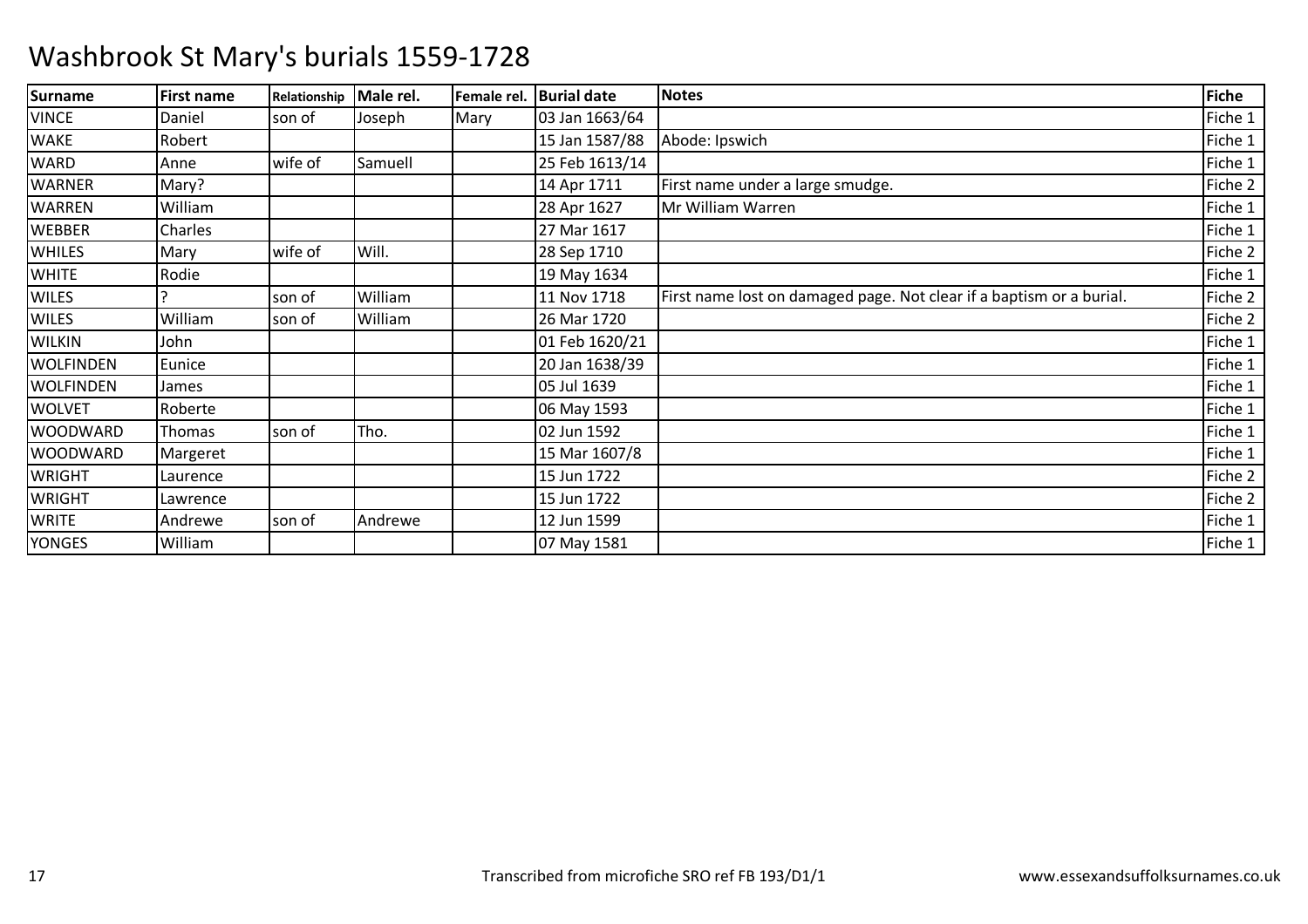# Washbrook St Mary's burials 1559-1728

| Surname | First name | Relationship | Male rel. | Female rel. | Burial date | Notes | Fiche |
|---|---|---|---|---|---|---|---|
| VINCE | Daniel | son of | Joseph | Mary | 03 Jan 1663/64 | | Fiche 1 |
| WAKE | Robert | | | | 15 Jan 1587/88 | Abode: Ipswich | Fiche 1 |
| WARD | Anne | wife of | Samuell | | 25 Feb 1613/14 | | Fiche 1 |
| WARNER | Mary? | | | | 14 Apr 1711 | First name under a large smudge. | Fiche 2 |
| WARREN | William | | | | 28 Apr 1627 | Mr William Warren | Fiche 1 |
| WEBBER | Charles | | | | 27 Mar 1617 | | Fiche 1 |
| WHILES | Mary | wife of | Will. | | 28 Sep 1710 | | Fiche 2 |
| WHITE | Rodie | | | | 19 May 1634 | | Fiche 1 |
| WILES | ? | son of | William | | 11 Nov 1718 | First name lost on damaged page. Not clear if a baptism or a burial. | Fiche 2 |
| WILES | William | son of | William | | 26 Mar 1720 | | Fiche 2 |
| WILKIN | John | | | | 01 Feb 1620/21 | | Fiche 1 |
| WOLFINDEN | Eunice | | | | 20 Jan 1638/39 | | Fiche 1 |
| WOLFINDEN | James | | | | 05 Jul 1639 | | Fiche 1 |
| WOLVET | Roberte | | | | 06 May 1593 | | Fiche 1 |
| WOODWARD | Thomas | son of | Tho. | | 02 Jun 1592 | | Fiche 1 |
| WOODWARD | Margeret | | | | 15 Mar 1607/8 | | Fiche 1 |
| WRIGHT | Laurence | | | | 15 Jun 1722 | | Fiche 2 |
| WRIGHT | Lawrence | | | | 15 Jun 1722 | | Fiche 2 |
| WRITE | Andrewe | son of | Andrewe | | 12 Jun 1599 | | Fiche 1 |
| YONGES | William | | | | 07 May 1581 | | Fiche 1 |

Transcribed from microfiche SRO ref FB 193/D1/1

www.essexandsuffolksurnames.co.uk